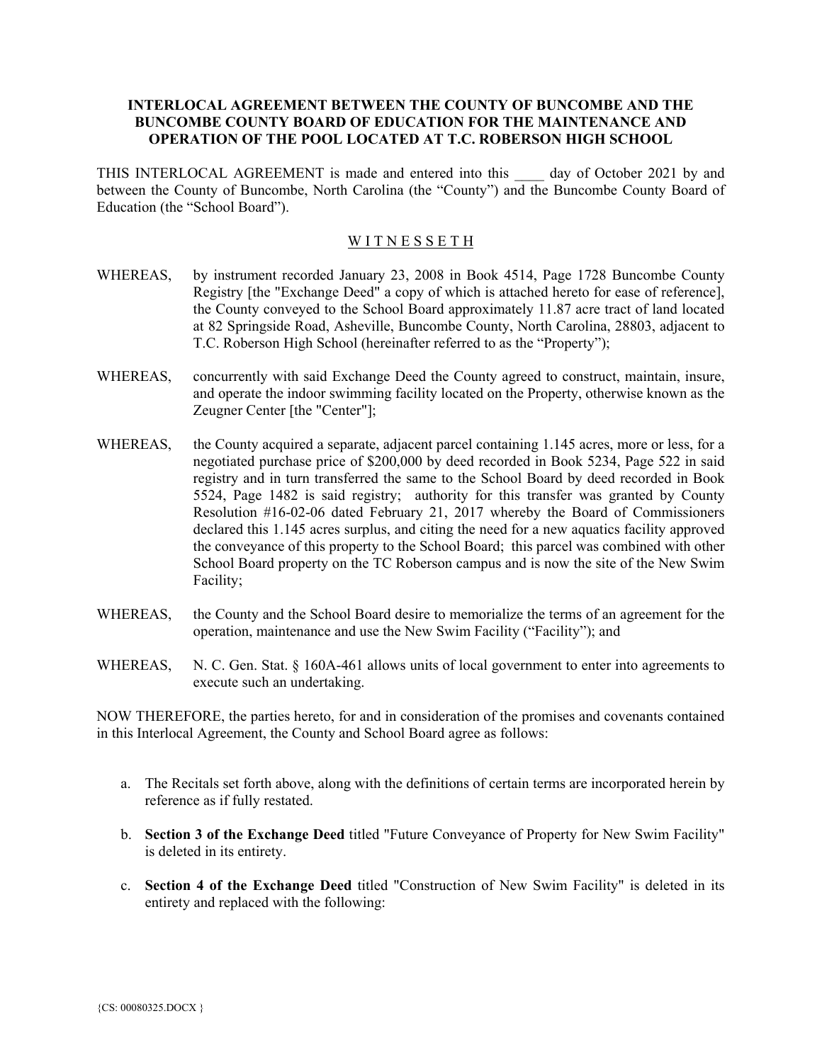**INTERLOCAL AGREEMENT BETWEEN THE COUNTY OF BUNCOMBE AND THE BUNCOMBE COUNTY BOARD OF EDUCATION FOR THE MAINTENANCE AND OPERATION OF THE POOL LOCATED AT T.C. ROBERSON HIGH SCHOOL**

THIS INTERLOCAL AGREEMENT is made and entered into this ____ day of October 2021 by and between the County of Buncombe, North Carolina (the "County") and the Buncombe County Board of Education (the "School Board").

W I T N E S S E T H

WHEREAS, by instrument recorded January 23, 2008 in Book 4514, Page 1728 Buncombe County Registry [the "Exchange Deed" a copy of which is attached hereto for ease of reference], the County conveyed to the School Board approximately 11.87 acre tract of land located at 82 Springside Road, Asheville, Buncombe County, North Carolina, 28803, adjacent to T.C. Roberson High School (hereinafter referred to as the "Property");

WHEREAS, concurrently with said Exchange Deed the County agreed to construct, maintain, insure, and operate the indoor swimming facility located on the Property, otherwise known as the Zeugner Center [the "Center"];

WHEREAS, the County acquired a separate, adjacent parcel containing 1.145 acres, more or less, for a negotiated purchase price of $200,000 by deed recorded in Book 5234, Page 522 in said registry and in turn transferred the same to the School Board by deed recorded in Book 5524, Page 1482 is said registry; authority for this transfer was granted by County Resolution #16-02-06 dated February 21, 2017 whereby the Board of Commissioners declared this 1.145 acres surplus, and citing the need for a new aquatics facility approved the conveyance of this property to the School Board; this parcel was combined with other School Board property on the TC Roberson campus and is now the site of the New Swim Facility;

WHEREAS, the County and the School Board desire to memorialize the terms of an agreement for the operation, maintenance and use the New Swim Facility ("Facility"); and

WHEREAS, N. C. Gen. Stat. § 160A-461 allows units of local government to enter into agreements to execute such an undertaking.

NOW THEREFORE, the parties hereto, for and in consideration of the promises and covenants contained in this Interlocal Agreement, the County and School Board agree as follows:

a. The Recitals set forth above, along with the definitions of certain terms are incorporated herein by reference as if fully restated.

b. **Section 3 of the Exchange Deed** titled "Future Conveyance of Property for New Swim Facility" is deleted in its entirety.

c. **Section 4 of the Exchange Deed** titled "Construction of New Swim Facility" is deleted in its entirety and replaced with the following: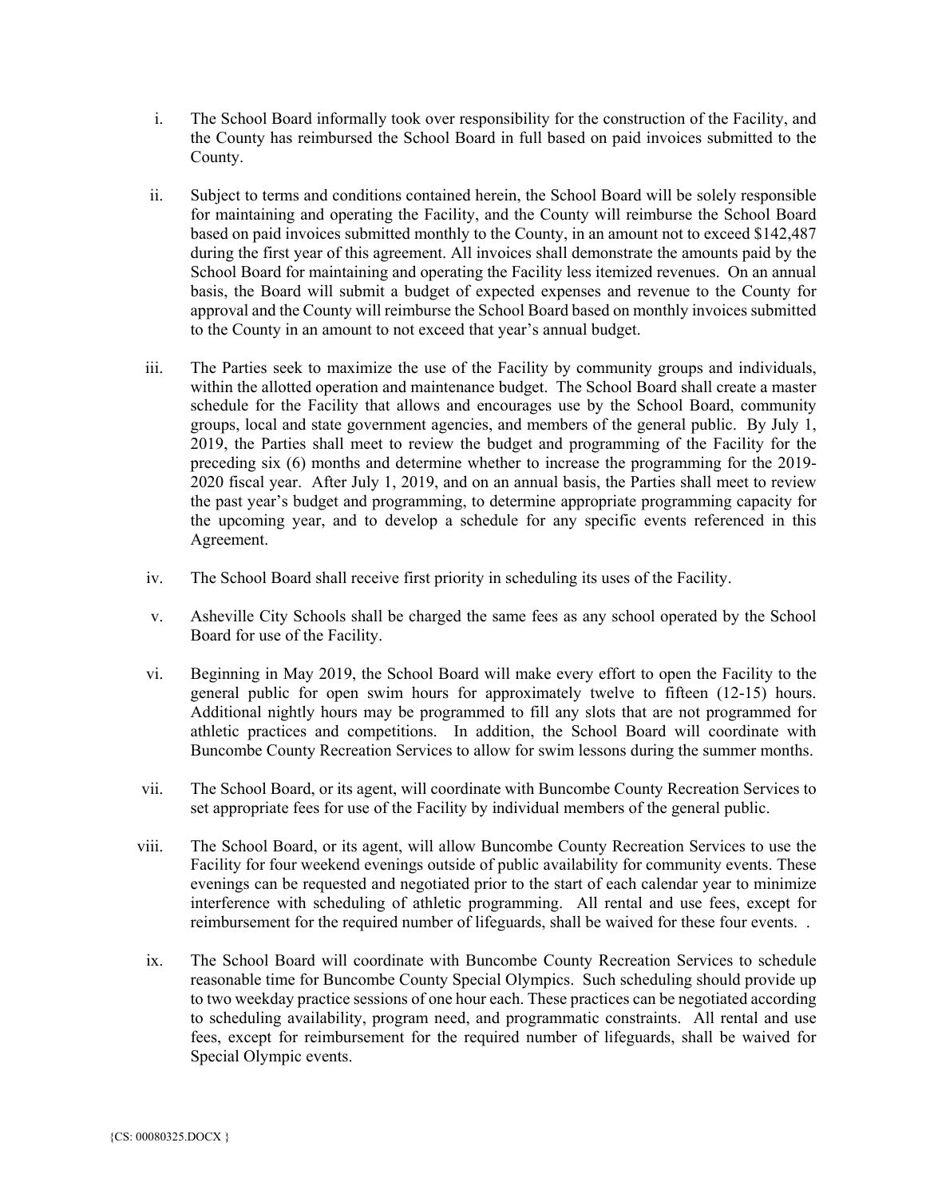i. The School Board informally took over responsibility for the construction of the Facility, and the County has reimbursed the School Board in full based on paid invoices submitted to the County.

ii. Subject to terms and conditions contained herein, the School Board will be solely responsible for maintaining and operating the Facility, and the County will reimburse the School Board based on paid invoices submitted monthly to the County, in an amount not to exceed $142,487 during the first year of this agreement. All invoices shall demonstrate the amounts paid by the School Board for maintaining and operating the Facility less itemized revenues. On an annual basis, the Board will submit a budget of expected expenses and revenue to the County for approval and the County will reimburse the School Board based on monthly invoices submitted to the County in an amount to not exceed that year's annual budget.

iii. The Parties seek to maximize the use of the Facility by community groups and individuals, within the allotted operation and maintenance budget. The School Board shall create a master schedule for the Facility that allows and encourages use by the School Board, community groups, local and state government agencies, and members of the general public. By July 1, 2019, the Parties shall meet to review the budget and programming of the Facility for the preceding six (6) months and determine whether to increase the programming for the 2019-2020 fiscal year. After July 1, 2019, and on an annual basis, the Parties shall meet to review the past year's budget and programming, to determine appropriate programming capacity for the upcoming year, and to develop a schedule for any specific events referenced in this Agreement.

iv. The School Board shall receive first priority in scheduling its uses of the Facility.

v. Asheville City Schools shall be charged the same fees as any school operated by the School Board for use of the Facility.

vi. Beginning in May 2019, the School Board will make every effort to open the Facility to the general public for open swim hours for approximately twelve to fifteen (12-15) hours. Additional nightly hours may be programmed to fill any slots that are not programmed for athletic practices and competitions. In addition, the School Board will coordinate with Buncombe County Recreation Services to allow for swim lessons during the summer months.

vii. The School Board, or its agent, will coordinate with Buncombe County Recreation Services to set appropriate fees for use of the Facility by individual members of the general public.

viii. The School Board, or its agent, will allow Buncombe County Recreation Services to use the Facility for four weekend evenings outside of public availability for community events. These evenings can be requested and negotiated prior to the start of each calendar year to minimize interference with scheduling of athletic programming. All rental and use fees, except for reimbursement for the required number of lifeguards, shall be waived for these four events. .

ix. The School Board will coordinate with Buncombe County Recreation Services to schedule reasonable time for Buncombe County Special Olympics. Such scheduling should provide up to two weekday practice sessions of one hour each. These practices can be negotiated according to scheduling availability, program need, and programmatic constraints. All rental and use fees, except for reimbursement for the required number of lifeguards, shall be waived for Special Olympic events.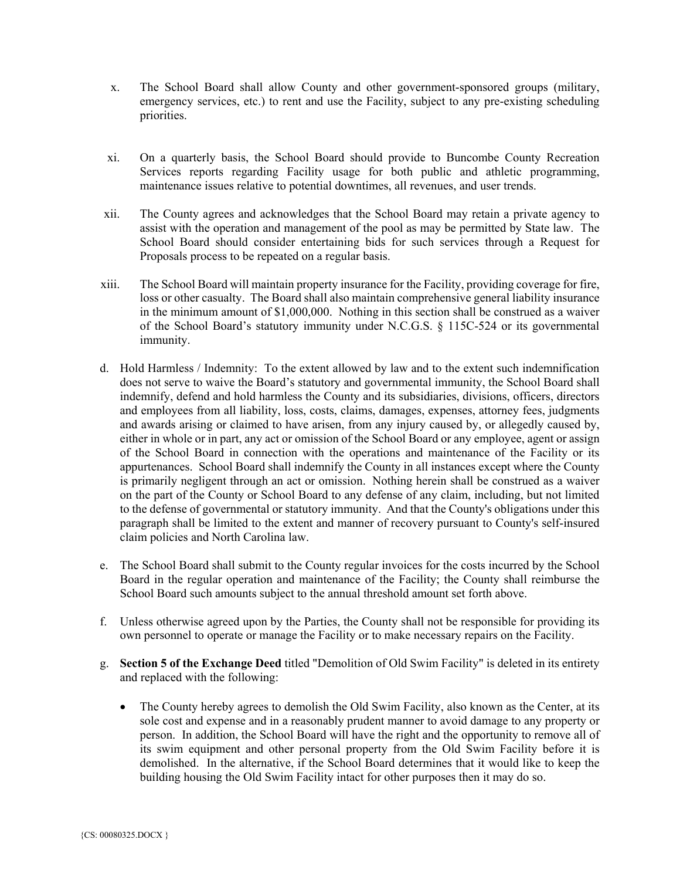x. The School Board shall allow County and other government-sponsored groups (military, emergency services, etc.) to rent and use the Facility, subject to any pre-existing scheduling priorities.

xi. On a quarterly basis, the School Board should provide to Buncombe County Recreation Services reports regarding Facility usage for both public and athletic programming, maintenance issues relative to potential downtimes, all revenues, and user trends.

xii. The County agrees and acknowledges that the School Board may retain a private agency to assist with the operation and management of the pool as may be permitted by State law. The School Board should consider entertaining bids for such services through a Request for Proposals process to be repeated on a regular basis.

xiii. The School Board will maintain property insurance for the Facility, providing coverage for fire, loss or other casualty. The Board shall also maintain comprehensive general liability insurance in the minimum amount of $1,000,000. Nothing in this section shall be construed as a waiver of the School Board's statutory immunity under N.C.G.S. § 115C-524 or its governmental immunity.

d. Hold Harmless / Indemnity: To the extent allowed by law and to the extent such indemnification does not serve to waive the Board's statutory and governmental immunity, the School Board shall indemnify, defend and hold harmless the County and its subsidiaries, divisions, officers, directors and employees from all liability, loss, costs, claims, damages, expenses, attorney fees, judgments and awards arising or claimed to have arisen, from any injury caused by, or allegedly caused by, either in whole or in part, any act or omission of the School Board or any employee, agent or assign of the School Board in connection with the operations and maintenance of the Facility or its appurtenances. School Board shall indemnify the County in all instances except where the County is primarily negligent through an act or omission. Nothing herein shall be construed as a waiver on the part of the County or School Board to any defense of any claim, including, but not limited to the defense of governmental or statutory immunity. And that the County's obligations under this paragraph shall be limited to the extent and manner of recovery pursuant to County's self-insured claim policies and North Carolina law.

e. The School Board shall submit to the County regular invoices for the costs incurred by the School Board in the regular operation and maintenance of the Facility; the County shall reimburse the School Board such amounts subject to the annual threshold amount set forth above.

f. Unless otherwise agreed upon by the Parties, the County shall not be responsible for providing its own personnel to operate or manage the Facility or to make necessary repairs on the Facility.

g. **Section 5 of the Exchange Deed** titled "Demolition of Old Swim Facility" is deleted in its entirety and replaced with the following:

- The County hereby agrees to demolish the Old Swim Facility, also known as the Center, at its sole cost and expense and in a reasonably prudent manner to avoid damage to any property or person. In addition, the School Board will have the right and the opportunity to remove all of its swim equipment and other personal property from the Old Swim Facility before it is demolished. In the alternative, if the School Board determines that it would like to keep the building housing the Old Swim Facility intact for other purposes then it may do so.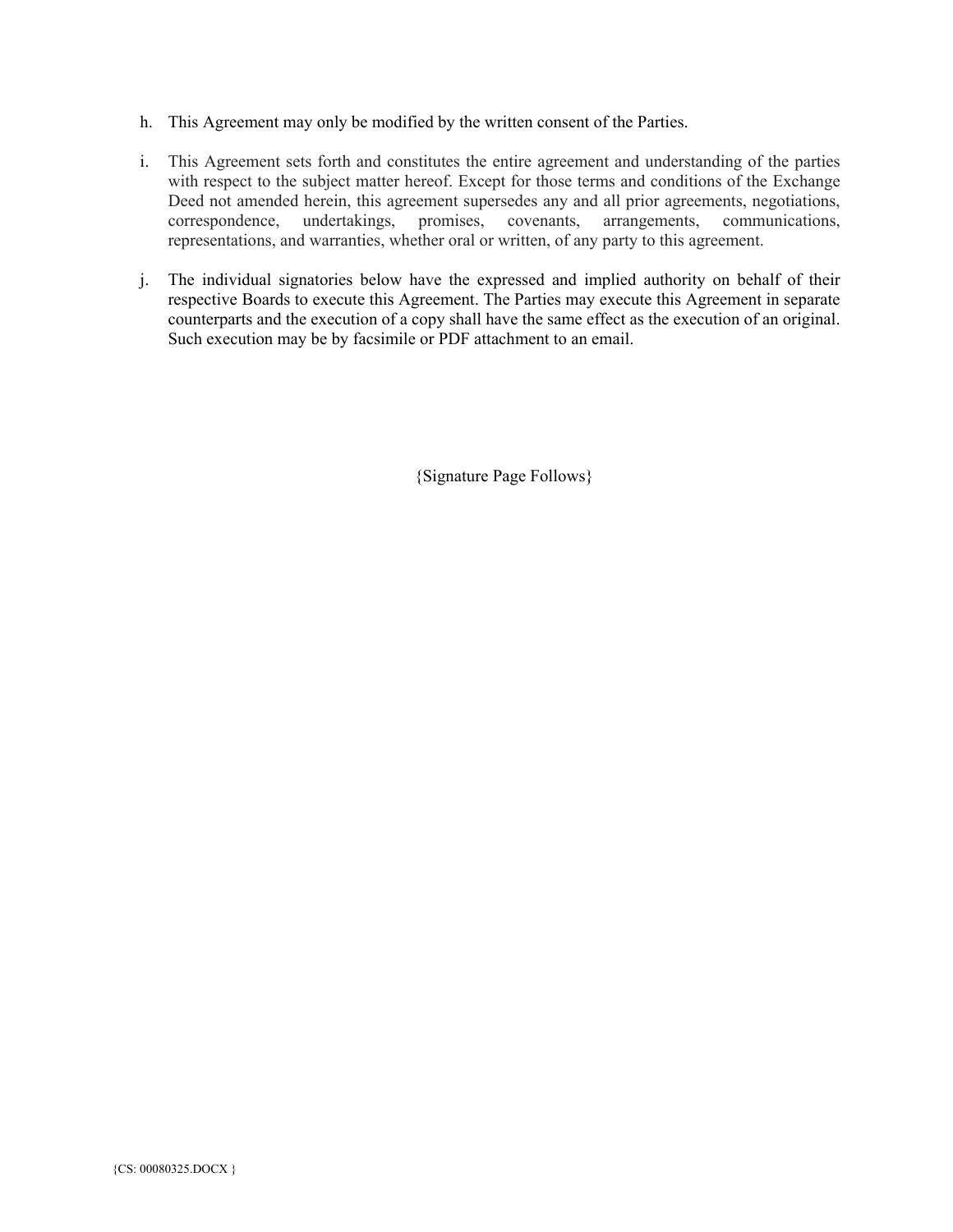h. This Agreement may only be modified by the written consent of the Parties.

i. This Agreement sets forth and constitutes the entire agreement and understanding of the parties with respect to the subject matter hereof. Except for those terms and conditions of the Exchange Deed not amended herein, this agreement supersedes any and all prior agreements, negotiations, correspondence, undertakings, promises, covenants, arrangements, communications, representations, and warranties, whether oral or written, of any party to this agreement.

j. The individual signatories below have the expressed and implied authority on behalf of their respective Boards to execute this Agreement. The Parties may execute this Agreement in separate counterparts and the execution of a copy shall have the same effect as the execution of an original. Such execution may be by facsimile or PDF attachment to an email.

{Signature Page Follows}

{CS: 00080325.DOCX }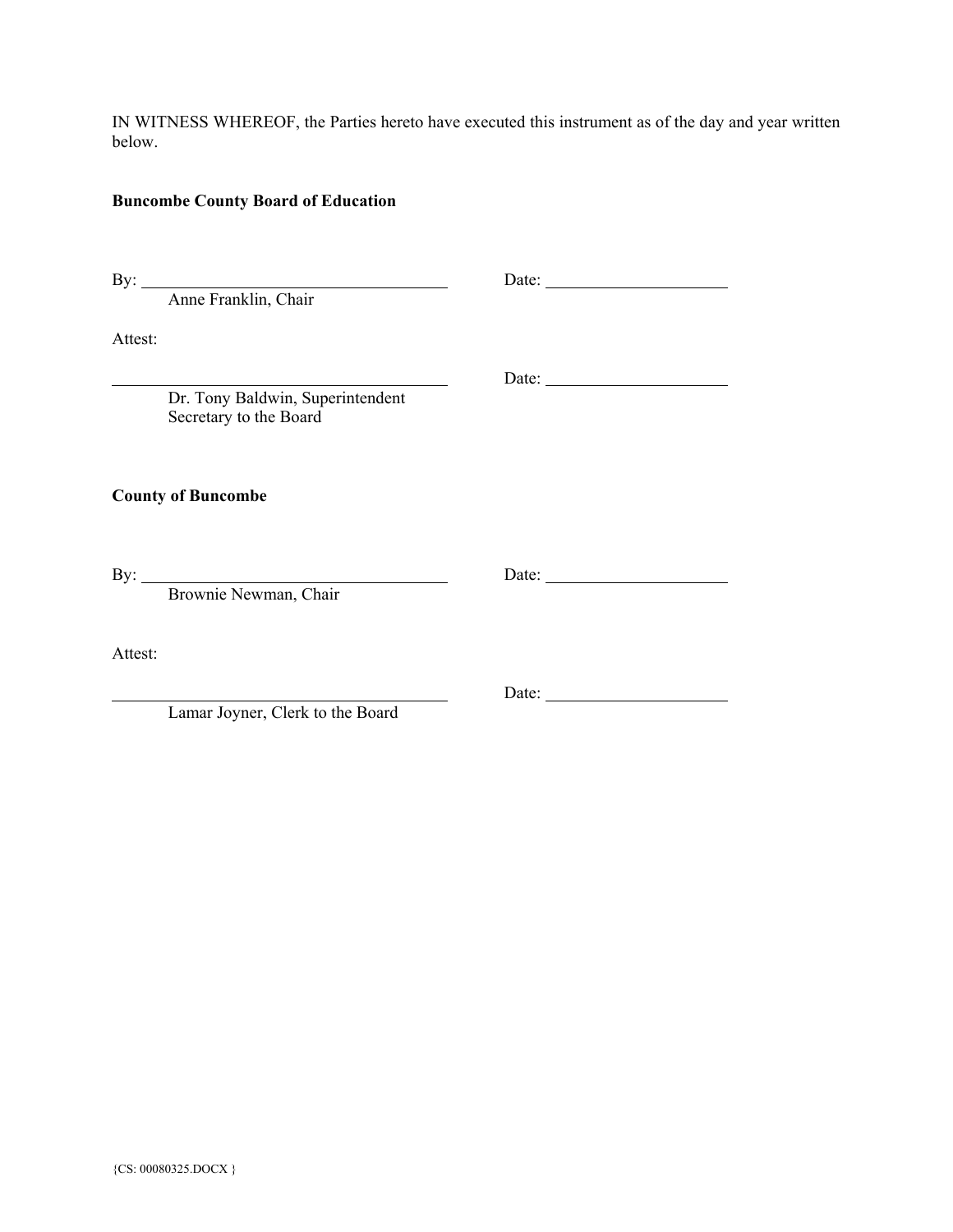IN WITNESS WHEREOF, the Parties hereto have executed this instrument as of the day and year written below.

**Buncombe County Board of Education**

By: ___________________________________ Date: ____________________
Anne Franklin, Chair

Attest:

___________________________________ Date: ____________________
Dr. Tony Baldwin, Superintendent
Secretary to the Board

**County of Buncombe**

By: ___________________________________ Date: ____________________
Brownie Newman, Chair

Attest:

___________________________________ Date: ____________________
Lamar Joyner, Clerk to the Board

{CS: 00080325.DOCX }